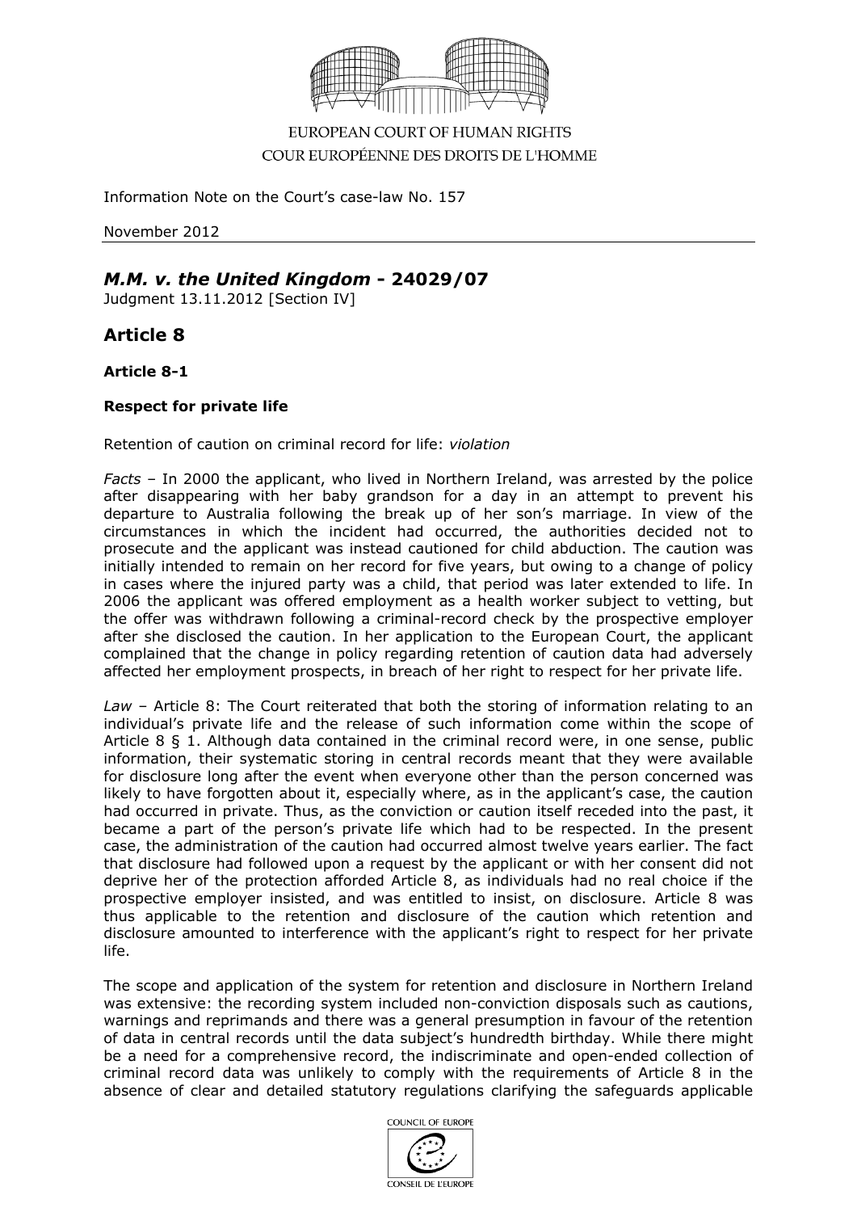EUROPEAN COURT OF HUMAN RIGHTS
COUR EUROPÉENNE DES DROITS DE L'HOMME

Information Note on the Court's case-law No. 157

November 2012

# *M.M. v. the United Kingdom* - 24029/07

Judgment 13.11.2012 [Section IV]

## Article 8

### Article 8-1

### Respect for private life

Retention of caution on criminal record for life: *violation*

*Facts* – In 2000 the applicant, who lived in Northern Ireland, was arrested by the police after disappearing with her baby grandson for a day in an attempt to prevent his departure to Australia following the break up of her son's marriage. In view of the circumstances in which the incident had occurred, the authorities decided not to prosecute and the applicant was instead cautioned for child abduction. The caution was initially intended to remain on her record for five years, but owing to a change of policy in cases where the injured party was a child, that period was later extended to life. In 2006 the applicant was offered employment as a health worker subject to vetting, but the offer was withdrawn following a criminal-record check by the prospective employer after she disclosed the caution. In her application to the European Court, the applicant complained that the change in policy regarding retention of caution data had adversely affected her employment prospects, in breach of her right to respect for her private life.

*Law* – Article 8: The Court reiterated that both the storing of information relating to an individual's private life and the release of such information come within the scope of Article 8 § 1. Although data contained in the criminal record were, in one sense, public information, their systematic storing in central records meant that they were available for disclosure long after the event when everyone other than the person concerned was likely to have forgotten about it, especially where, as in the applicant's case, the caution had occurred in private. Thus, as the conviction or caution itself receded into the past, it became a part of the person's private life which had to be respected. In the present case, the administration of the caution had occurred almost twelve years earlier. The fact that disclosure had followed upon a request by the applicant or with her consent did not deprive her of the protection afforded Article 8, as individuals had no real choice if the prospective employer insisted, and was entitled to insist, on disclosure. Article 8 was thus applicable to the retention and disclosure of the caution which retention and disclosure amounted to interference with the applicant's right to respect for her private life.

The scope and application of the system for retention and disclosure in Northern Ireland was extensive: the recording system included non-conviction disposals such as cautions, warnings and reprimands and there was a general presumption in favour of the retention of data in central records until the data subject's hundredth birthday. While there might be a need for a comprehensive record, the indiscriminate and open-ended collection of criminal record data was unlikely to comply with the requirements of Article 8 in the absence of clear and detailed statutory regulations clarifying the safeguards applicable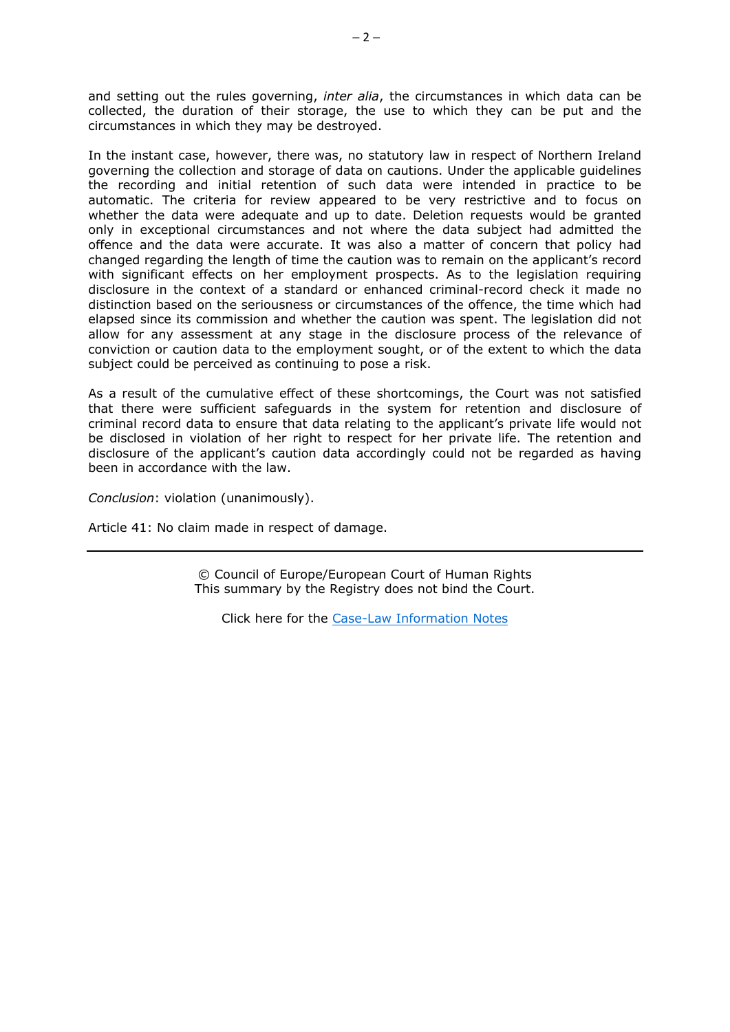and setting out the rules governing, *inter alia*, the circumstances in which data can be collected, the duration of their storage, the use to which they can be put and the circumstances in which they may be destroyed.

In the instant case, however, there was, no statutory law in respect of Northern Ireland governing the collection and storage of data on cautions. Under the applicable guidelines the recording and initial retention of such data were intended in practice to be automatic. The criteria for review appeared to be very restrictive and to focus on whether the data were adequate and up to date. Deletion requests would be granted only in exceptional circumstances and not where the data subject had admitted the offence and the data were accurate. It was also a matter of concern that policy had changed regarding the length of time the caution was to remain on the applicant's record with significant effects on her employment prospects. As to the legislation requiring disclosure in the context of a standard or enhanced criminal-record check it made no distinction based on the seriousness or circumstances of the offence, the time which had elapsed since its commission and whether the caution was spent. The legislation did not allow for any assessment at any stage in the disclosure process of the relevance of conviction or caution data to the employment sought, or of the extent to which the data subject could be perceived as continuing to pose a risk.

As a result of the cumulative effect of these shortcomings, the Court was not satisfied that there were sufficient safeguards in the system for retention and disclosure of criminal record data to ensure that data relating to the applicant's private life would not be disclosed in violation of her right to respect for her private life. The retention and disclosure of the applicant's caution data accordingly could not be regarded as having been in accordance with the law.

*Conclusion*: violation (unanimously).

Article 41: No claim made in respect of damage.

---

© Council of Europe/European Court of Human Rights
This summary by the Registry does not bind the Court.

Click here for the Case-Law Information Notes